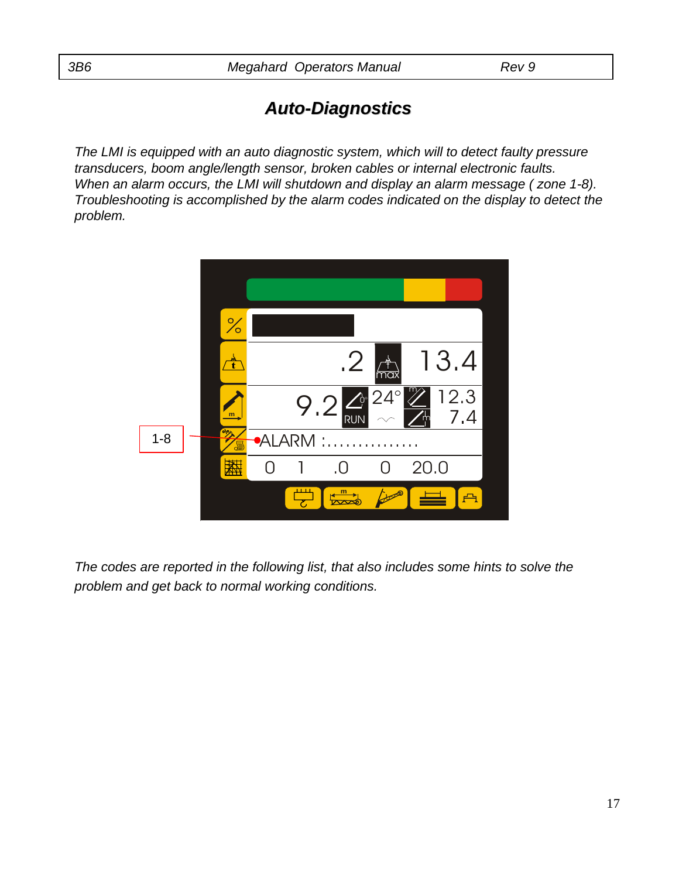## *Auto-Diagnostics*

*The LMI is equipped with an auto diagnostic system, which will to detect faulty pressure transducers, boom angle/length sensor, broken cables or internal electronic faults. When an alarm occurs, the LMI will shutdown and display an alarm message ( zone 1-8). Troubleshooting is accomplished by the alarm codes indicated on the display to detect the problem.*

*The codes are reported in the following list, that also includes some hints to solve the problem and get back to normal working conditions.*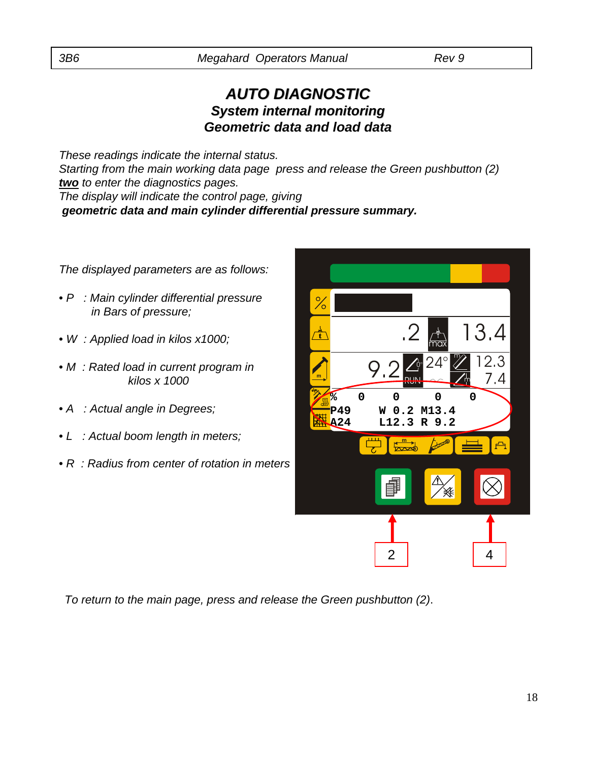# *AUTO DIAGNOSTIC*

## *System internal monitoring*

## *Geometric data and load data*

*These readings indicate the internal status.*
*Starting from the main working data page press and release the Green pushbutton (2)* ***two*** *to enter the diagnostics pages.*
*The display will indicate the control page, giving*
***geometric data and main cylinder differential pressure summary.***

*The displayed parameters are as follows:*

- *P : Main cylinder differential pressure in Bars of pressure;*
- *W : Applied load in kilos x1000;*
- *M : Rated load in current program in kilos x 1000*
- *A : Actual angle in Degrees;*
- *L : Actual boom length in meters;*
- *R : Radius from center of rotation in meters*

*To return to the main page, press and release the Green pushbutton (2).*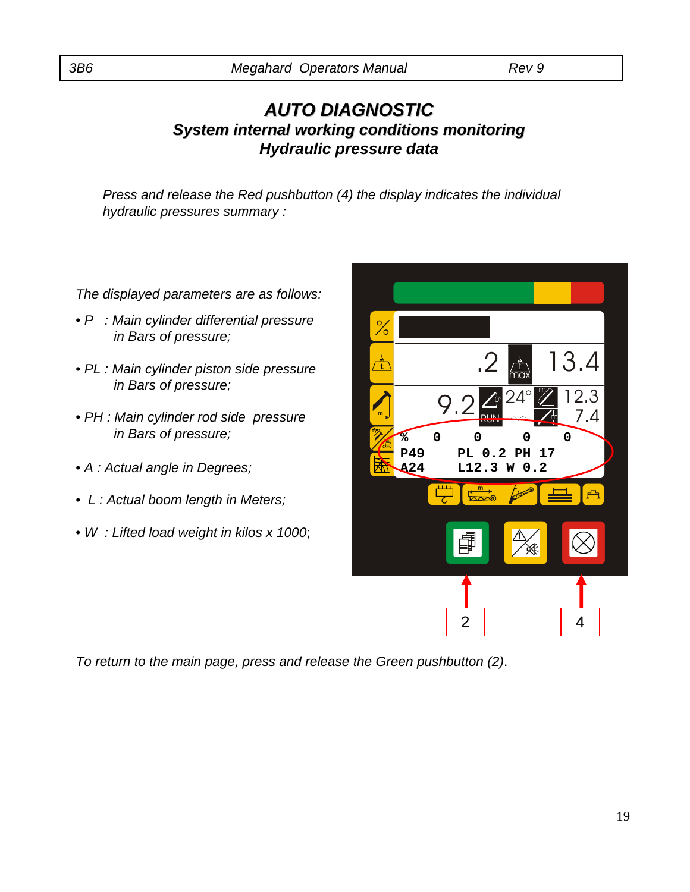# AUTO DIAGNOSTIC

## System internal working conditions monitoring

## Hydraulic pressure data

*Press and release the Red pushbutton (4) the display indicates the individual hydraulic pressures summary :*

*The displayed parameters are as follows:*

- *P : Main cylinder differential pressure in Bars of pressure;*
- *PL : Main cylinder piston side pressure in Bars of pressure;*
- *PH : Main cylinder rod side pressure in Bars of pressure;*
- *A : Actual angle in Degrees;*
- *L : Actual boom length in Meters;*
- *W : Lifted load weight in kilos x 1000;*

*To return to the main page, press and release the Green pushbutton (2).*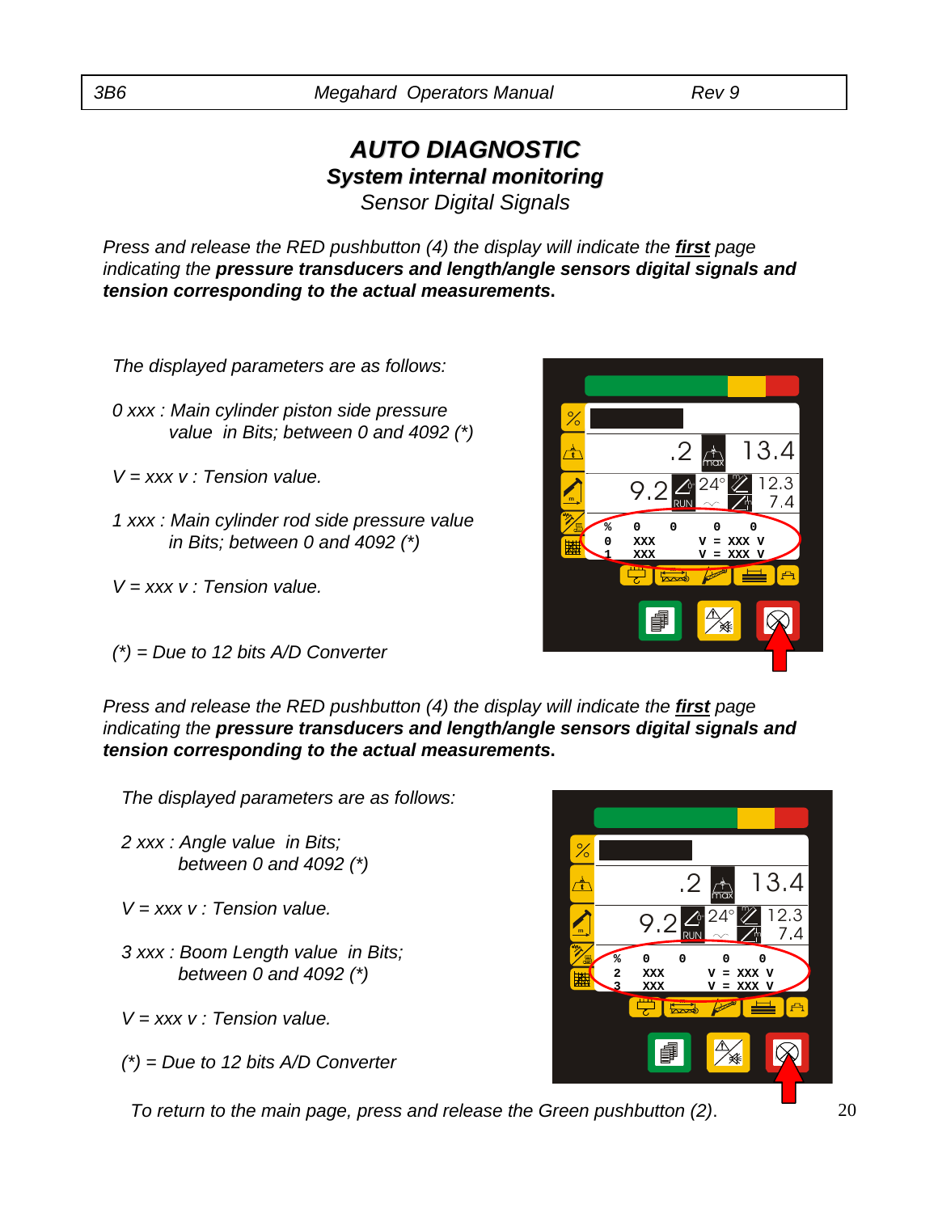# AUTO DIAGNOSTIC

## System internal monitoring

### Sensor Digital Signals

*Press and release the RED pushbutton (4) the display will indicate the **first** page indicating the **pressure transducers and length/angle sensors digital signals and tension corresponding to the actual measurements**.*

*The displayed parameters are as follows:*

*0 xxx : Main cylinder piston side pressure value in Bits; between 0 and 4092 (*)*

*V = xxx v : Tension value.*

*1 xxx : Main cylinder rod side pressure value in Bits; between 0 and 4092 (*)*

*V = xxx v : Tension value.*

*(*) = Due to 12 bits A/D Converter*

*Press and release the RED pushbutton (4) the display will indicate the **first** page indicating the **pressure transducers and length/angle sensors digital signals and tension corresponding to the actual measurements**.*

*The displayed parameters are as follows:*

*2 xxx : Angle value in Bits; between 0 and 4092 (*)*

*V = xxx v : Tension value.*

*3 xxx : Boom Length value in Bits; between 0 and 4092 (*)*

*V = xxx v : Tension value.*

*(*) = Due to 12 bits A/D Converter*

*To return to the main page, press and release the Green pushbutton (2).*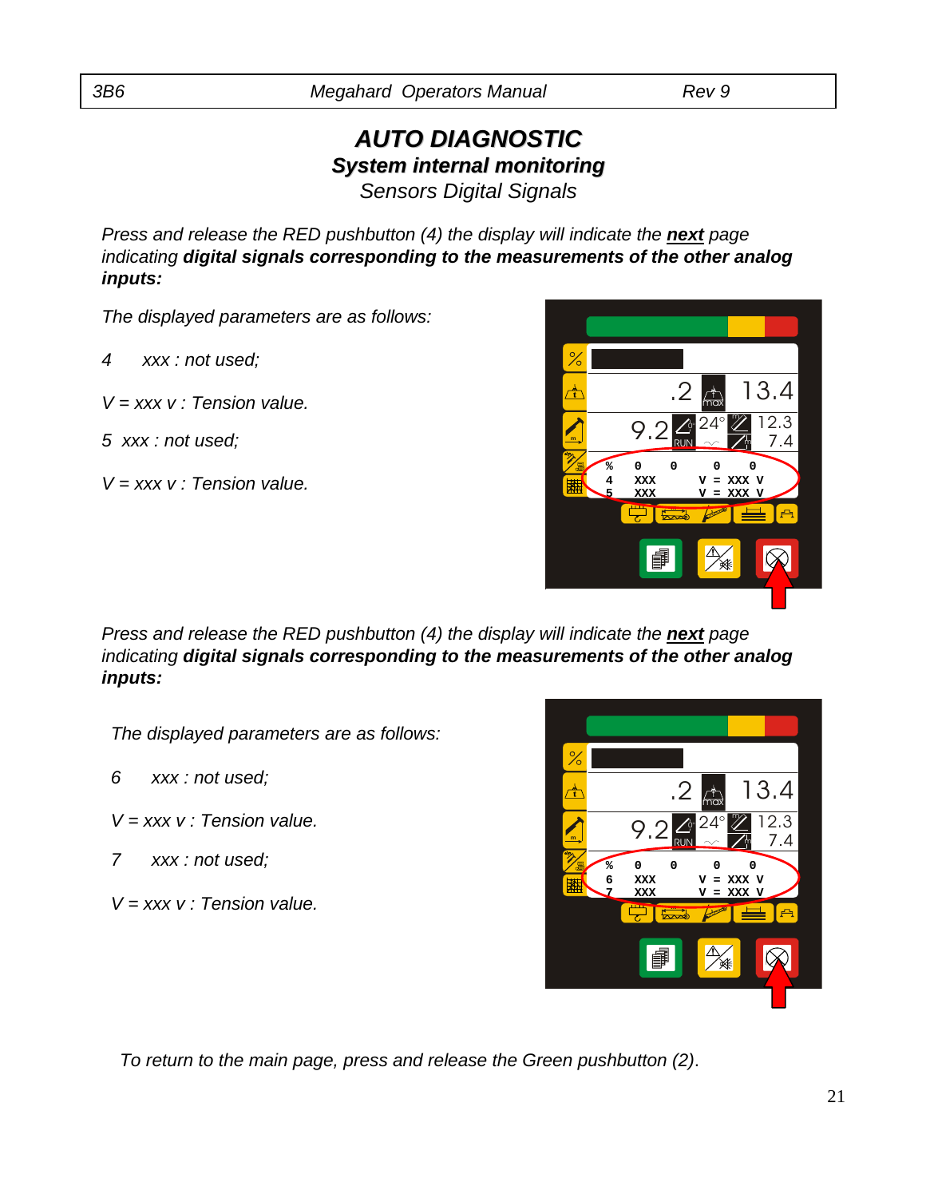# AUTO DIAGNOSTIC

## System internal monitoring

### Sensors Digital Signals

*Press and release the RED pushbutton (4) the display will indicate the* ***next*** *page indicating* ***digital signals corresponding to the measurements of the other analog inputs:***

*The displayed parameters are as follows:*

*4 xxx : not used;*

*V = xxx v : Tension value.*

*5 xxx : not used;*

*V = xxx v : Tension value.*

*Press and release the RED pushbutton (4) the display will indicate the* ***next*** *page indicating* ***digital signals corresponding to the measurements of the other analog inputs:***

*The displayed parameters are as follows:*

*6 xxx : not used;*

*V = xxx v : Tension value.*

*7 xxx : not used;*

*V = xxx v : Tension value.*

*To return to the main page, press and release the Green pushbutton (2).*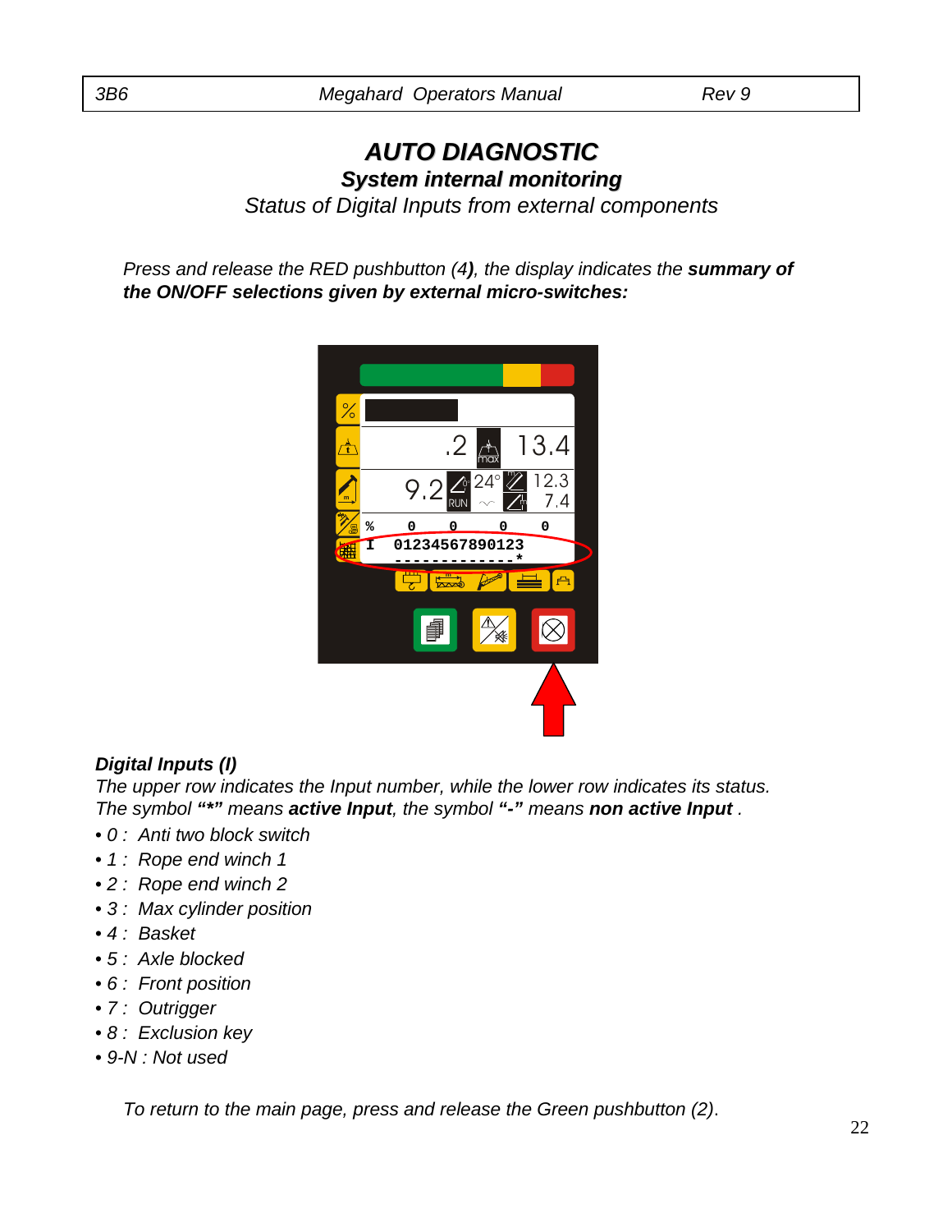# AUTO DIAGNOSTIC

## System internal monitoring

Status of Digital Inputs from external components

*Press and release the RED pushbutton (4), the display indicates the* ***summary of the ON/OFF selections given by external micro-switches:***

### Digital Inputs (I)

*The upper row indicates the Input number, while the lower row indicates its status. The symbol* ***"*"*** *means* **active Input**, *the symbol* ***"-"*** *means* **non active Input** *.*

- 0 : Anti two block switch
- 1 : Rope end winch 1
- 2 : Rope end winch 2
- 3 : Max cylinder position
- 4 : Basket
- 5 : Axle blocked
- 6 : Front position
- 7 : Outrigger
- 8 : Exclusion key
- 9-N : Not used

*To return to the main page, press and release the Green pushbutton (2).*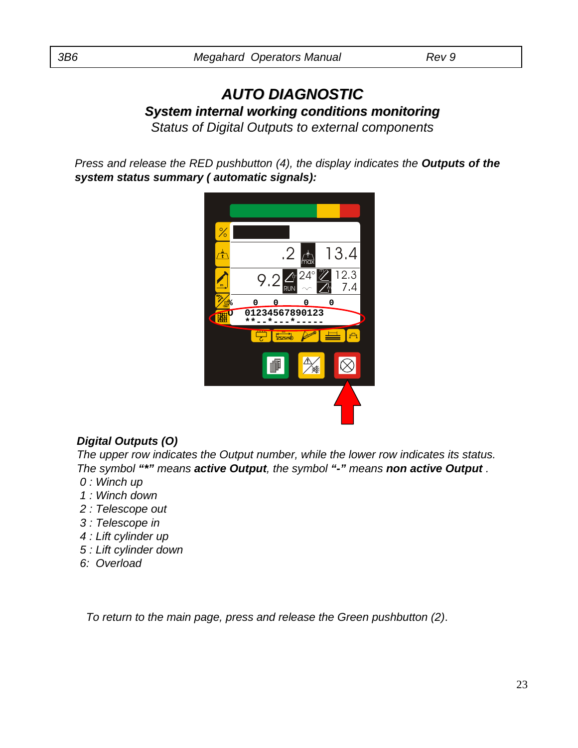# AUTO DIAGNOSTIC

## System internal working conditions monitoring

*Status of Digital Outputs to external components*

*Press and release the RED pushbutton (4), the display indicates the **Outputs of the system status summary ( automatic signals):***

### *Digital Outputs (O)*

*The upper row indicates the Output number, while the lower row indicates its status. The symbol **"*"** means **active Output**, the symbol **"-"** means **non active Output** .*

- *0 : Winch up*
- *1 : Winch down*
- *2 : Telescope out*
- *3 : Telescope in*
- *4 : Lift cylinder up*
- *5 : Lift cylinder down*
- *6: Overload*

*To return to the main page, press and release the Green pushbutton (2).*